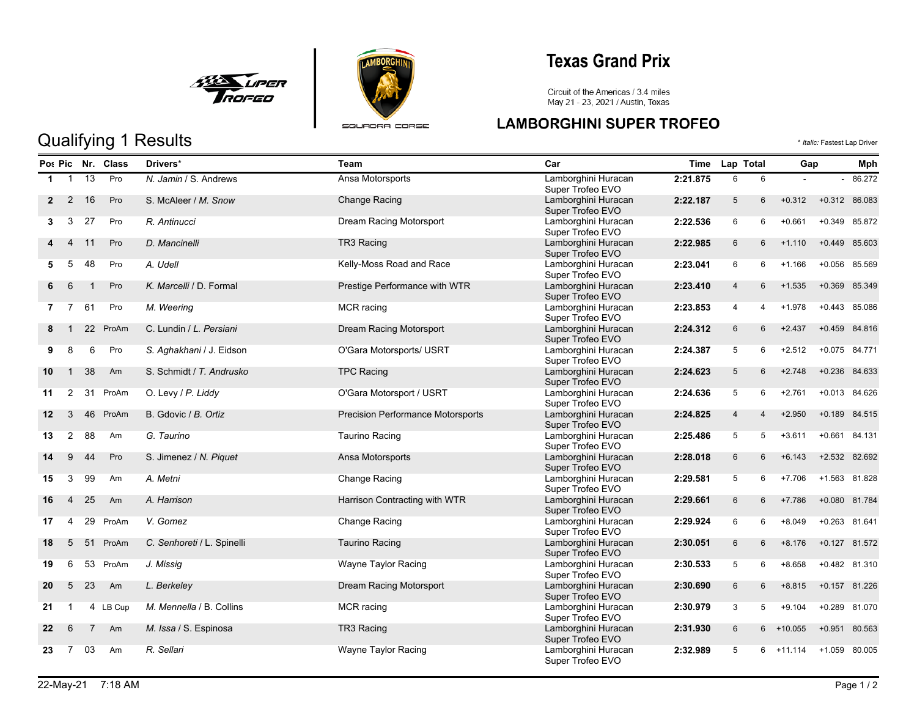# Texas Grand Prix

Circuit of the Americas / 3.4 miles
May 21 - 23, 2021 / Austin, Texas

## LAMBORGHINI SUPER TROFEO

## Qualifying 1 Results

\* *Italic:* Fastest Lap Driver

| Pos | Pic | Nr. | Class | Drivers* | Team | Car | Time | Lap | Total | Gap | | Mph |
|---|---|---|---|---|---|---|---|---|---|---|---|---|
| **1** | 1 | 13 | Pro | *N. Jamin* / S. Andrews | Ansa Motorsports | Lamborghini Huracan Super Trofeo EVO | **2:21.875** | 6 | 6 | - | - | 86.272 |
| **2** | 2 | 16 | Pro | S. McAleer / *M. Snow* | Change Racing | Lamborghini Huracan Super Trofeo EVO | **2:22.187** | 5 | 6 | +0.312 | +0.312 | 86.083 |
| **3** | 3 | 27 | Pro | *R. Antinucci* | Dream Racing Motorsport | Lamborghini Huracan Super Trofeo EVO | **2:22.536** | 6 | 6 | +0.661 | +0.349 | 85.872 |
| **4** | 4 | 11 | Pro | *D. Mancinelli* | TR3 Racing | Lamborghini Huracan Super Trofeo EVO | **2:22.985** | 6 | 6 | +1.110 | +0.449 | 85.603 |
| **5** | 5 | 48 | Pro | *A. Udell* | Kelly-Moss Road and Race | Lamborghini Huracan Super Trofeo EVO | **2:23.041** | 6 | 6 | +1.166 | +0.056 | 85.569 |
| **6** | 6 | 1 | Pro | *K. Marcelli* / D. Formal | Prestige Performance with WTR | Lamborghini Huracan Super Trofeo EVO | **2:23.410** | 4 | 6 | +1.535 | +0.369 | 85.349 |
| **7** | 7 | 61 | Pro | *M. Weering* | MCR racing | Lamborghini Huracan Super Trofeo EVO | **2:23.853** | 4 | 4 | +1.978 | +0.443 | 85.086 |
| **8** | 1 | 22 | ProAm | C. Lundin / *L. Persiani* | Dream Racing Motorsport | Lamborghini Huracan Super Trofeo EVO | **2:24.312** | 6 | 6 | +2.437 | +0.459 | 84.816 |
| **9** | 8 | 6 | Pro | *S. Aghakhani* / J. Eidson | O'Gara Motorsports/ USRT | Lamborghini Huracan Super Trofeo EVO | **2:24.387** | 5 | 6 | +2.512 | +0.075 | 84.771 |
| **10** | 1 | 38 | Am | S. Schmidt / *T. Andrusko* | TPC Racing | Lamborghini Huracan Super Trofeo EVO | **2:24.623** | 5 | 6 | +2.748 | +0.236 | 84.633 |
| **11** | 2 | 31 | ProAm | O. Levy / *P. Liddy* | O'Gara Motorsport / USRT | Lamborghini Huracan Super Trofeo EVO | **2:24.636** | 5 | 6 | +2.761 | +0.013 | 84.626 |
| **12** | 3 | 46 | ProAm | B. Gdovic / *B. Ortiz* | Precision Performance Motorsports | Lamborghini Huracan Super Trofeo EVO | **2:24.825** | 4 | 4 | +2.950 | +0.189 | 84.515 |
| **13** | 2 | 88 | Am | *G. Taurino* | Taurino Racing | Lamborghini Huracan Super Trofeo EVO | **2:25.486** | 5 | 5 | +3.611 | +0.661 | 84.131 |
| **14** | 9 | 44 | Pro | S. Jimenez / *N. Piquet* | Ansa Motorsports | Lamborghini Huracan Super Trofeo EVO | **2:28.018** | 6 | 6 | +6.143 | +2.532 | 82.692 |
| **15** | 3 | 99 | Am | *A. Metni* | Change Racing | Lamborghini Huracan Super Trofeo EVO | **2:29.581** | 5 | 6 | +7.706 | +1.563 | 81.828 |
| **16** | 4 | 25 | Am | *A. Harrison* | Harrison Contracting with WTR | Lamborghini Huracan Super Trofeo EVO | **2:29.661** | 6 | 6 | +7.786 | +0.080 | 81.784 |
| **17** | 4 | 29 | ProAm | *V. Gomez* | Change Racing | Lamborghini Huracan Super Trofeo EVO | **2:29.924** | 6 | 6 | +8.049 | +0.263 | 81.641 |
| **18** | 5 | 51 | ProAm | *C. Senhoreti* / L. Spinelli | Taurino Racing | Lamborghini Huracan Super Trofeo EVO | **2:30.051** | 6 | 6 | +8.176 | +0.127 | 81.572 |
| **19** | 6 | 53 | ProAm | *J. Missig* | Wayne Taylor Racing | Lamborghini Huracan Super Trofeo EVO | **2:30.533** | 5 | 6 | +8.658 | +0.482 | 81.310 |
| **20** | 5 | 23 | Am | *L. Berkeley* | Dream Racing Motorsport | Lamborghini Huracan Super Trofeo EVO | **2:30.690** | 6 | 6 | +8.815 | +0.157 | 81.226 |
| **21** | 1 | 4 | LB Cup | *M. Mennella* / B. Collins | MCR racing | Lamborghini Huracan Super Trofeo EVO | **2:30.979** | 3 | 5 | +9.104 | +0.289 | 81.070 |
| **22** | 6 | 7 | Am | *M. Issa* / S. Espinosa | TR3 Racing | Lamborghini Huracan Super Trofeo EVO | **2:31.930** | 6 | 6 | +10.055 | +0.951 | 80.563 |
| **23** | 7 | 03 | Am | *R. Sellari* | Wayne Taylor Racing | Lamborghini Huracan Super Trofeo EVO | **2:32.989** | 5 | 6 | +11.114 | +1.059 | 80.005 |

22-May-21 7:18 AM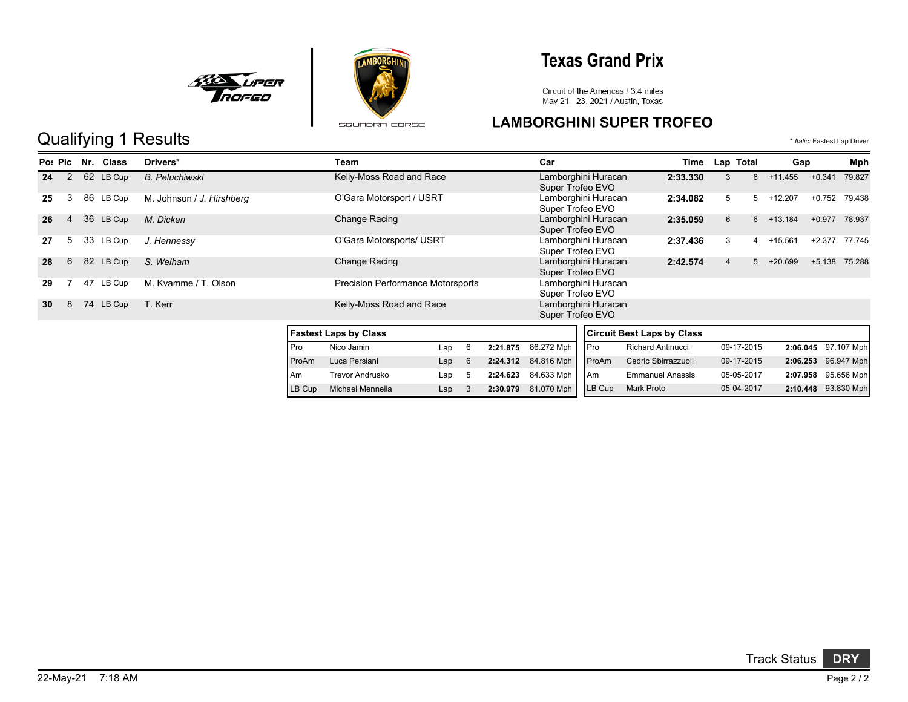# Texas Grand Prix

Circuit of the Americas / 3.4 miles
May 21 - 23, 2021 / Austin, Texas

## LAMBORGHINI SUPER TROFEO

## Qualifying 1 Results

* *Italic:* Fastest Lap Driver

| Pos | Pic | Nr. | Class | Drivers* | Team | Car | Time | Lap | Total | Gap | | Mph |
|---|---|---|---|---|---|---|---|---|---|---|---|---|
| 24 | 2 | 62 | LB Cup | *B. Peluchiwski* | Kelly-Moss Road and Race | Lamborghini Huracan Super Trofeo EVO | **2:33.330** | 3 | 6 | +11.455 | +0.341 | 79.827 |
| 25 | 3 | 86 | LB Cup | M. Johnson / *J. Hirshberg* | O'Gara Motorsport / USRT | Lamborghini Huracan Super Trofeo EVO | **2:34.082** | 5 | 5 | +12.207 | +0.752 | 79.438 |
| 26 | 4 | 36 | LB Cup | *M. Dicken* | Change Racing | Lamborghini Huracan Super Trofeo EVO | **2:35.059** | 6 | 6 | +13.184 | +0.977 | 78.937 |
| 27 | 5 | 33 | LB Cup | *J. Hennessy* | O'Gara Motorsports/ USRT | Lamborghini Huracan Super Trofeo EVO | **2:37.436** | 3 | 4 | +15.561 | +2.377 | 77.745 |
| 28 | 6 | 82 | LB Cup | *S. Welham* | Change Racing | Lamborghini Huracan Super Trofeo EVO | **2:42.574** | 4 | 5 | +20.699 | +5.138 | 75.288 |
| 29 | 7 | 47 | LB Cup | M. Kvamme / T. Olson | Precision Performance Motorsports | Lamborghini Huracan Super Trofeo EVO | | | | | | |
| 30 | 8 | 74 | LB Cup | T. Kerr | Kelly-Moss Road and Race | Lamborghini Huracan Super Trofeo EVO | | | | | | |

**Fastest Laps by Class**

| | | | | | |
|---|---|---|---|---|---|
| Pro | Nico Jamin | Lap | 6 | **2:21.875** | 86.272 Mph |
| ProAm | Luca Persiani | Lap | 6 | **2:24.312** | 84.816 Mph |
| Am | Trevor Andrusko | Lap | 5 | **2:24.623** | 84.633 Mph |
| LB Cup | Michael Mennella | Lap | 3 | **2:30.979** | 81.070 Mph |

**Circuit Best Laps by Class**

| | | | | |
|---|---|---|---|---|
| Pro | Richard Antinucci | 09-17-2015 | **2:06.045** | 97.107 Mph |
| ProAm | Cedric Sbirrazzuoli | 09-17-2015 | **2:06.253** | 96.947 Mph |
| Am | Emmanuel Anassis | 05-05-2017 | **2:07.958** | 95.656 Mph |
| LB Cup | Mark Proto | 05-04-2017 | **2:10.448** | 93.830 Mph |

Track Status: **DRY**

22-May-21 7:18 AM